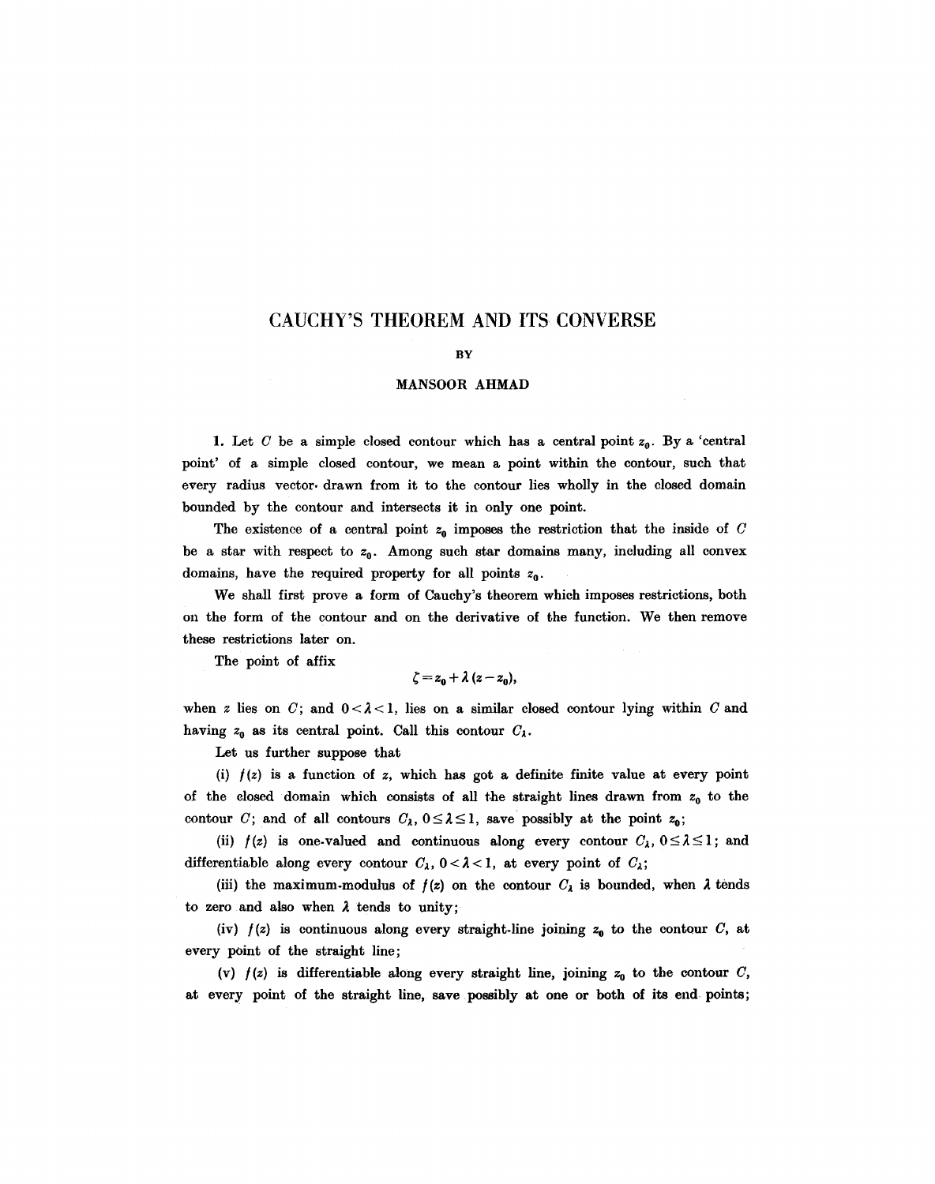# CAUCHY'S THEOREM AND ITS CONVERSE

BY

MANSOOR AHMAD

**1.** Let $C$ be a simple closed contour which has a central point $z_0$. By a 'central point' of a simple closed contour, we mean a point within the contour, such that every radius vector drawn from it to the contour lies wholly in the closed domain bounded by the contour and intersects it in only one point.

The existence of a central point $z_0$ imposes the restriction that the inside of $C$ be a star with respect to $z_0$. Among such star domains many, including all convex domains, have the required property for all points $z_0$.

We shall first prove a form of Cauchy's theorem which imposes restrictions, both on the form of the contour and on the derivative of the function. We then remove these restrictions later on.

The point of affix

$$\zeta = z_0 + \lambda (z - z_0),$$

when $z$ lies on $C$; and $0 < \lambda < 1$, lies on a similar closed contour lying within $C$ and having $z_0$ as its central point. Call this contour $C_\lambda$.

Let us further suppose that

(i) $f(z)$ is a function of $z$, which has got a definite finite value at every point of the closed domain which consists of all the straight lines drawn from $z_0$ to the contour $C$; and of all contours $C_\lambda$, $0 \leq \lambda \leq 1$, save possibly at the point $z_0$;

(ii) $f(z)$ is one-valued and continuous along every contour $C_\lambda$, $0 \leq \lambda \leq 1$; and differentiable along every contour $C_\lambda$, $0 < \lambda < 1$, at every point of $C_\lambda$;

(iii) the maximum-modulus of $f(z)$ on the contour $C_\lambda$ is bounded, when $\lambda$ tends to zero and also when $\lambda$ tends to unity;

(iv) $f(z)$ is continuous along every straight-line joining $z_0$ to the contour $C$, at every point of the straight line;

(v) $f(z)$ is differentiable along every straight line, joining $z_0$ to the contour $C$, at every point of the straight line, save possibly at one or both of its end points;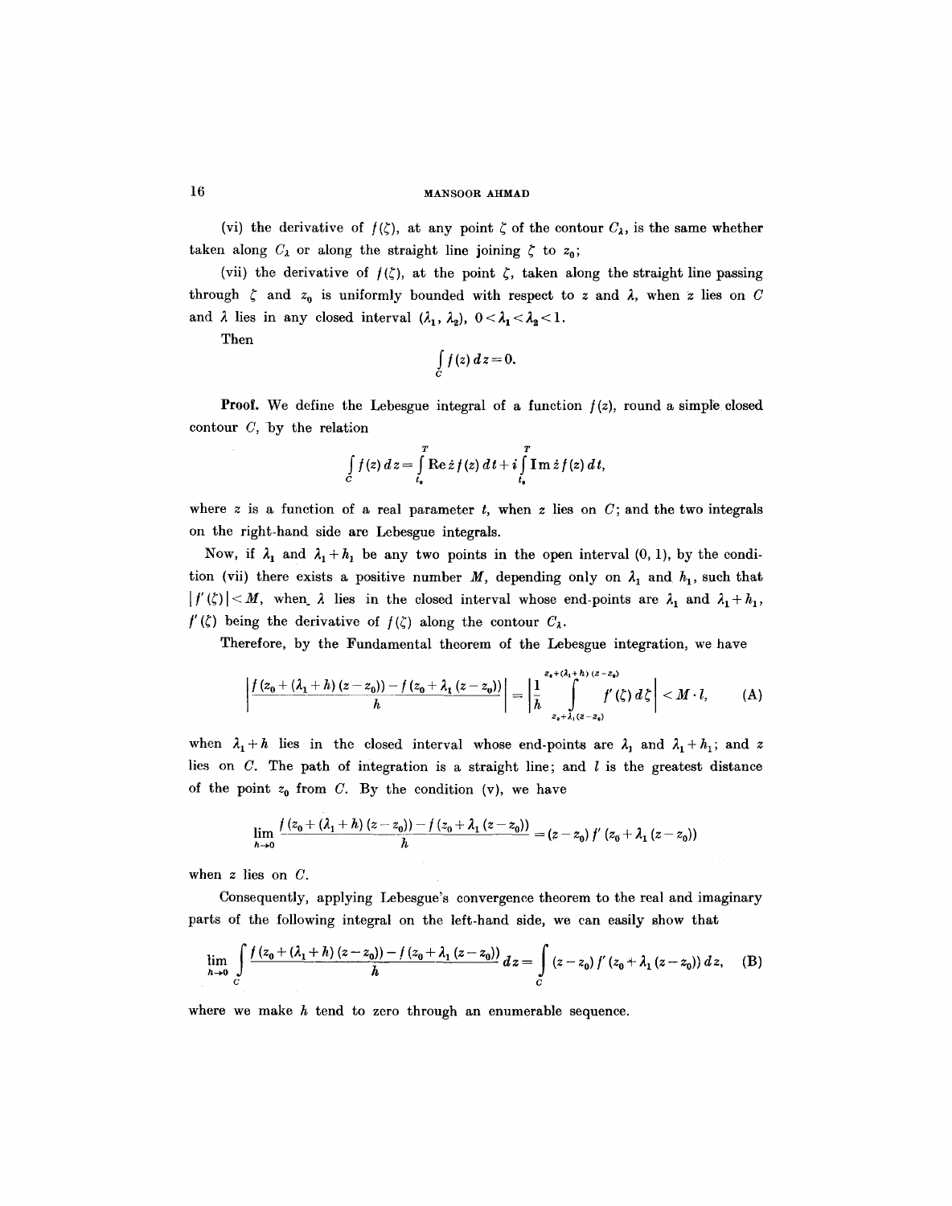(vi) the derivative of $f(\zeta)$, at any point $\zeta$ of the contour $C_\lambda$, is the same whether taken along $C_\lambda$ or along the straight line joining $\zeta$ to $z_0$;

(vii) the derivative of $f(\zeta)$, at the point $\zeta$, taken along the straight line passing through $\zeta$ and $z_0$ is uniformly bounded with respect to $z$ and $\lambda$, when $z$ lies on $C$ and $\lambda$ lies in any closed interval $(\lambda_1, \lambda_2)$, $0 < \lambda_1 < \lambda_2 < 1$.

Then

$$\int_C f(z)\, dz = 0.$$

**Proof.** We define the Lebesgue integral of a function $f(z)$, round a simple closed contour $C$, by the relation

$$\int_C f(z)\, dz = \int_{t_0}^{T} \operatorname{Re} \dot{z} f(z)\, dt + i \int_{t_0}^{T} \operatorname{Im} \dot{z} f(z)\, dt,$$

where $z$ is a function of a real parameter $t$, when $z$ lies on $C$; and the two integrals on the right-hand side are Lebesgue integrals.

Now, if $\lambda_1$ and $\lambda_1 + h_1$ be any two points in the open interval $(0, 1)$, by the condition (vii) there exists a positive number $M$, depending only on $\lambda_1$ and $h_1$, such that $|f'(\zeta)| < M$, when $\lambda$ lies in the closed interval whose end-points are $\lambda_1$ and $\lambda_1 + h_1$, $f'(\zeta)$ being the derivative of $f(\zeta)$ along the contour $C_\lambda$.

Therefore, by the Fundamental theorem of the Lebesgue integration, we have

$$\left| \frac{f(z_0 + (\lambda_1 + h)(z - z_0)) - f(z_0 + \lambda_1 (z - z_0))}{h} \right| = \left| \frac{1}{h} \int_{z_0 + \lambda_1 (z - z_0)}^{z_0 + (\lambda_1 + h)(z - z_0)} f'(\zeta)\, d\zeta \right| < M \cdot l, \tag{A}$$

when $\lambda_1 + h$ lies in the closed interval whose end-points are $\lambda_1$ and $\lambda_1 + h_1$; and $z$ lies on $C$. The path of integration is a straight line; and $l$ is the greatest distance of the point $z_0$ from $C$. By the condition (v), we have

$$\lim_{h \to 0} \frac{f(z_0 + (\lambda_1 + h)(z - z_0)) - f(z_0 + \lambda_1 (z - z_0))}{h} = (z - z_0) f'(z_0 + \lambda_1 (z - z_0))$$

when $z$ lies on $C$.

Consequently, applying Lebesgue's convergence theorem to the real and imaginary parts of the following integral on the left-hand side, we can easily show that

$$\lim_{h \to 0} \int_C \frac{f(z_0 + (\lambda_1 + h)(z - z_0)) - f(z_0 + \lambda_1 (z - z_0))}{h}\, dz = \int_C (z - z_0) f'(z_0 + \lambda_1 (z - z_0))\, dz, \tag{B}$$

where we make $h$ tend to zero through an enumerable sequence.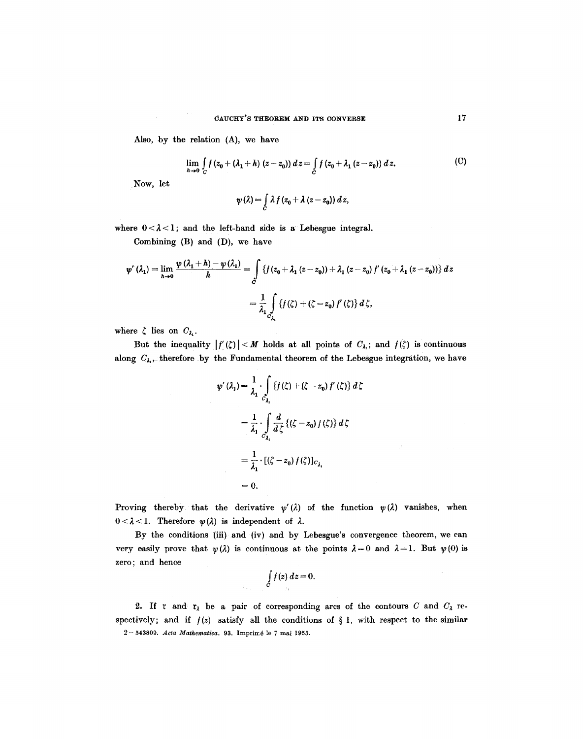Also, by the relation (A), we have

$$\lim_{h \to 0} \int_C f(z_0 + (\lambda_1 + h)(z - z_0))\, dz = \int_C f(z_0 + \lambda_1 (z - z_0))\, dz. \tag{C}$$

Now, let

$$\psi(\lambda) = \int_C \lambda f(z_0 + \lambda (z - z_0))\, dz,$$

where $0 < \lambda < 1$; and the left-hand side is a Lebesgue integral.

Combining (B) and (D), we have

$$\psi'(\lambda_1) = \lim_{h \to 0} \frac{\psi(\lambda_1 + h) - \psi(\lambda_1)}{h} = \int_C \{f(z_0 + \lambda_1 (z - z_0)) + \lambda_1 (z - z_0) f'(z_0 + \lambda_1 (z - z_0))\}\, dz$$

$$= \frac{1}{\lambda_1} \int_{C_{\lambda_1}} \{f(\zeta) + (\zeta - z_0) f'(\zeta)\}\, d\zeta,$$

where $\zeta$ lies on $C_{\lambda_1}$.

But the inequality $|f'(\zeta)| < M$ holds at all points of $C_{\lambda_1}$; and $f(\zeta)$ is continuous along $C_{\lambda_1}$, therefore by the Fundamental theorem of the Lebesgue integration, we have

$$\psi'(\lambda_1) = \frac{1}{\lambda_1} \cdot \int_{C_{\lambda_1}} \{f(\zeta) + (\zeta - z_0) f'(\zeta)\}\, d\zeta$$

$$= \frac{1}{\lambda_1} \cdot \int_{C_{\lambda_1}} \frac{d}{d\zeta} \{(\zeta - z_0) f(\zeta)\}\, d\zeta$$

$$= \frac{1}{\lambda_1} \cdot [(\zeta - z_0) f(\zeta)]_{C_{\lambda_1}}$$

$$= 0.$$

Proving thereby that the derivative $\psi'(\lambda)$ of the function $\psi(\lambda)$ vanishes, when $0 < \lambda < 1$. Therefore $\psi(\lambda)$ is independent of $\lambda$.

By the conditions (iii) and (iv) and by Lebesgue's convergence theorem, we can very easily prove that $\psi(\lambda)$ is continuous at the points $\lambda = 0$ and $\lambda = 1$. But $\psi(0)$ is zero; and hence

$$\int_C f(z)\, dz = 0.$$

**2.** If $\mathfrak{r}$ and $\mathfrak{r}_\lambda$ be a pair of corresponding arcs of the contours $C$ and $C_\lambda$ respectively; and if $f(z)$ satisfy all the conditions of § 1, with respect to the similar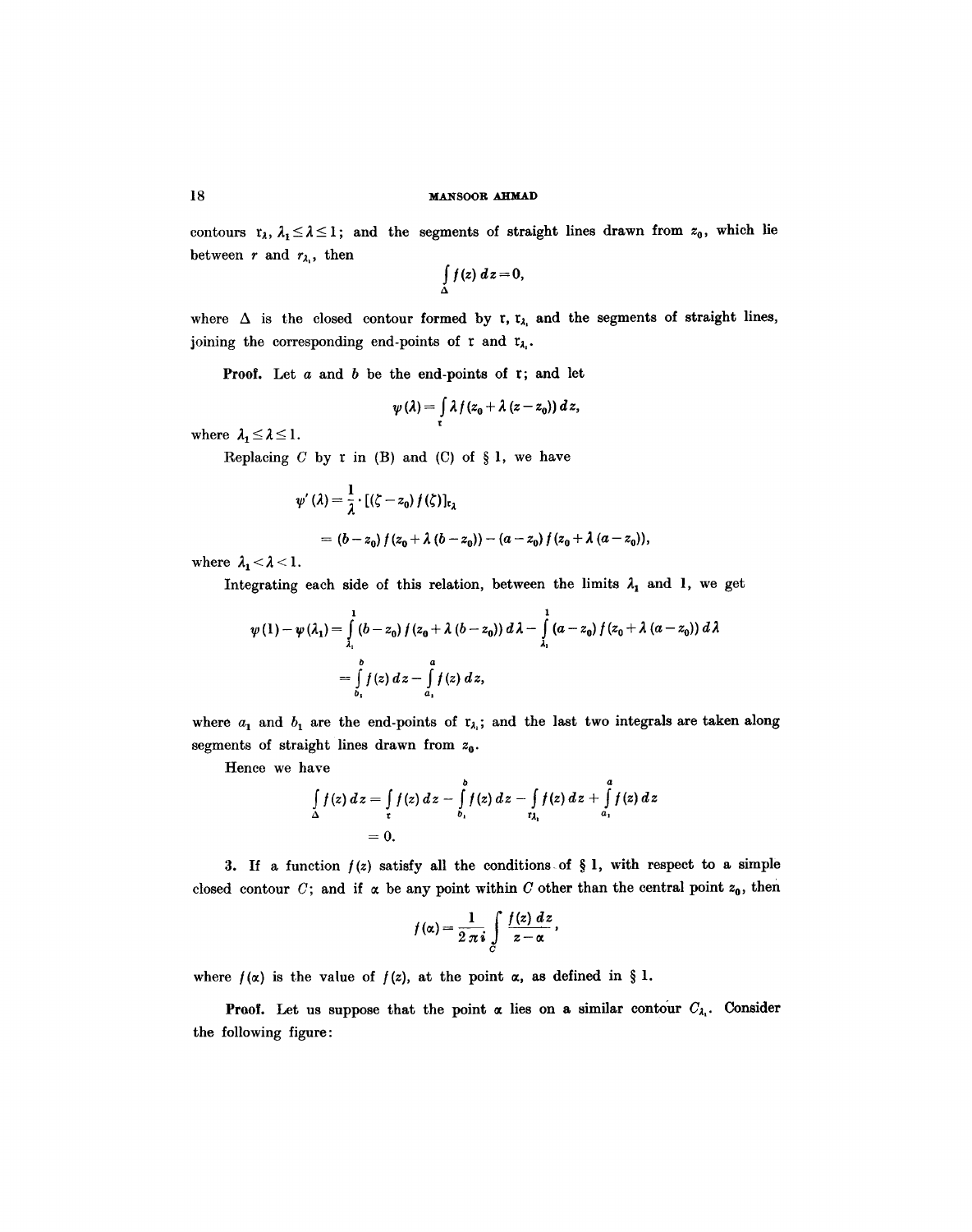contours $\mathfrak{r}_\lambda$, $\lambda_1 \leq \lambda \leq 1$; and the segments of straight lines drawn from $z_0$, which lie between $r$ and $r_{\lambda_1}$, then

$$\int_{\Delta} f(z)\, dz = 0,$$

where $\Delta$ is the closed contour formed by $\mathfrak{r}$, $\mathfrak{r}_{\lambda_1}$ and the segments of straight lines, joining the corresponding end-points of $\mathfrak{r}$ and $\mathfrak{r}_{\lambda_1}$.

**Proof.** Let $a$ and $b$ be the end-points of $\mathfrak{r}$; and let

$$\psi(\lambda) = \int_{\mathfrak{r}} \lambda f(z_0 + \lambda(z - z_0))\, dz,$$

where $\lambda_1 \leq \lambda \leq 1$.

Replacing $C$ by $\mathfrak{r}$ in (B) and (C) of § 1, we have

$$\psi'(\lambda) = \frac{1}{\lambda} \cdot [(\zeta - z_0) f(\zeta)]_{\mathfrak{r}_\lambda}$$

$$= (b - z_0) f(z_0 + \lambda(b - z_0)) - (a - z_0) f(z_0 + \lambda(a - z_0)),$$

where $\lambda_1 < \lambda < 1$.

Integrating each side of this relation, between the limits $\lambda_1$ and 1, we get

$$\psi(1) - \psi(\lambda_1) = \int_{\lambda_1}^{1} (b - z_0) f(z_0 + \lambda(b - z_0))\, d\lambda - \int_{\lambda_1}^{1} (a - z_0) f(z_0 + \lambda(a - z_0))\, d\lambda$$

$$= \int_{b_1}^{b} f(z)\, dz - \int_{a_1}^{a} f(z)\, dz,$$

where $a_1$ and $b_1$ are the end-points of $\mathfrak{r}_{\lambda_1}$; and the last two integrals are taken along segments of straight lines drawn from $z_0$.

Hence we have

$$\int_{\Delta} f(z)\, dz = \int_{\mathfrak{r}} f(z)\, dz - \int_{b_1}^{b} f(z)\, dz - \int_{\mathfrak{r}_{\lambda_1}} f(z)\, dz + \int_{a_1}^{a} f(z)\, dz$$

$$= 0.$$

**3.** If a function $f(z)$ satisfy all the conditions of § 1, with respect to a simple closed contour $C$; and if $\alpha$ be any point within $C$ other than the central point $z_0$, then

$$f(\alpha) = \frac{1}{2\pi i} \int_{C} \frac{f(z)\, dz}{z - \alpha},$$

where $f(\alpha)$ is the value of $f(z)$, at the point $\alpha$, as defined in § 1.

**Proof.** Let us suppose that the point $\alpha$ lies on a similar contour $C_{\lambda_1}$. Consider the following figure: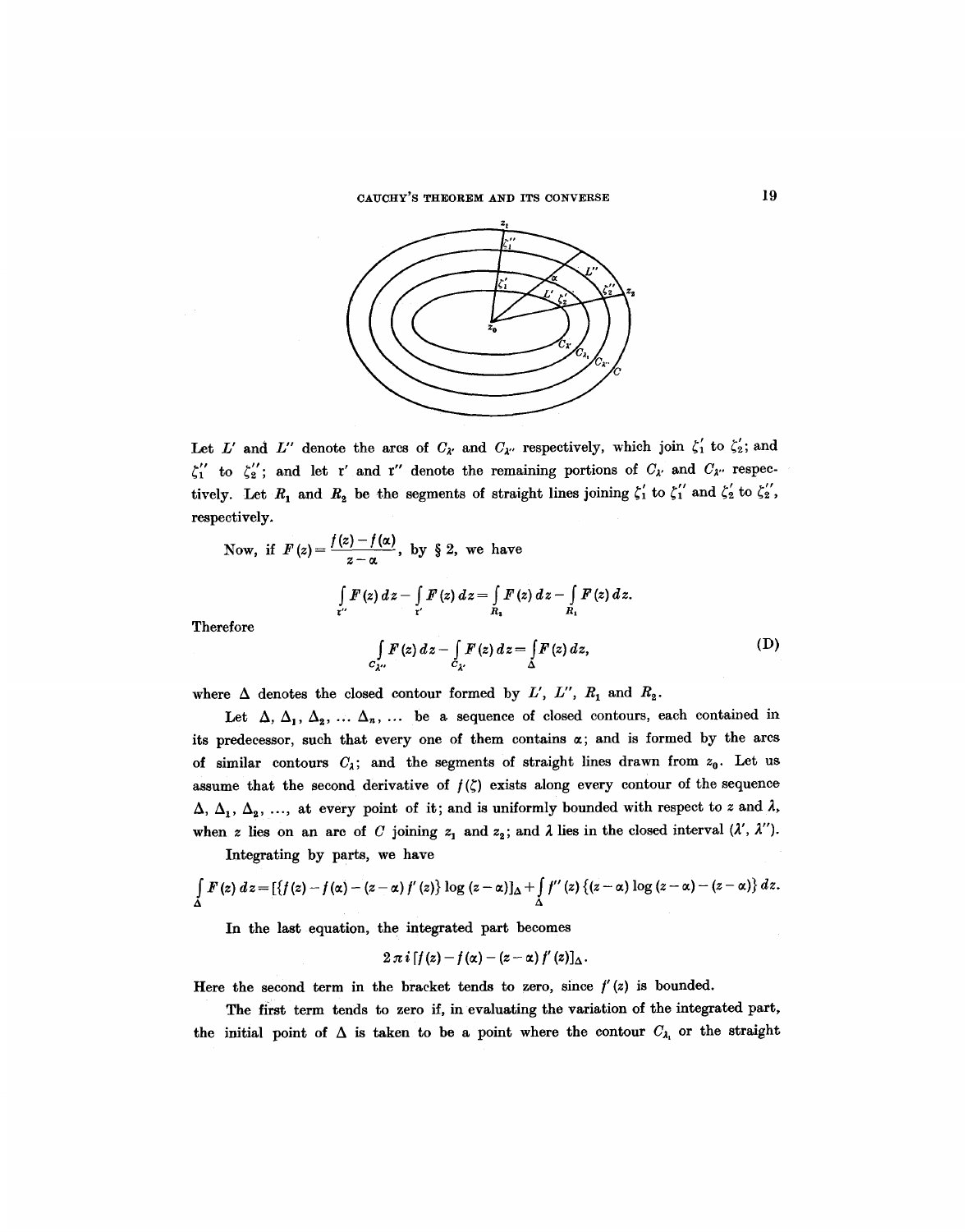Let $L'$ and $L''$ denote the arcs of $C_{\lambda'}$ and $C_{\lambda''}$ respectively, which join $\zeta_1'$ to $\zeta_2'$; and $\zeta_1''$ to $\zeta_2''$; and let $\mathfrak{r}'$ and $\mathfrak{r}''$ denote the remaining portions of $C_{\lambda'}$ and $C_{\lambda''}$ respectively. Let $R_1$ and $R_2$ be the segments of straight lines joining $\zeta_1'$ to $\zeta_1''$ and $\zeta_2'$ to $\zeta_2''$, respectively.

Now, if $F(z) = \dfrac{f(z) - f(\alpha)}{z - \alpha}$, by § 2, we have

$$\int_{\mathfrak{r}''} F(z)\,dz - \int_{\mathfrak{r}'} F(z)\,dz = \int_{R_2} F(z)\,dz - \int_{R_1} F(z)\,dz.$$

Therefore

$$\int_{C_{\lambda''}} F(z)\,dz - \int_{C_{\lambda'}} F(z)\,dz = \int_{\Delta} F(z)\,dz, \tag{D}$$

where $\Delta$ denotes the closed contour formed by $L'$, $L''$, $R_1$ and $R_2$.

Let $\Delta, \Delta_1, \Delta_2, \ldots \Delta_n, \ldots$ be a sequence of closed contours, each contained in its predecessor, such that every one of them contains $\alpha$; and is formed by the arcs of similar contours $C_\lambda$; and the segments of straight lines drawn from $z_0$. Let us assume that the second derivative of $f(\zeta)$ exists along every contour of the sequence $\Delta, \Delta_1, \Delta_2, \ldots$, at every point of it; and is uniformly bounded with respect to $z$ and $\lambda$, when $z$ lies on an arc of $C$ joining $z_1$ and $z_2$; and $\lambda$ lies in the closed interval $(\lambda', \lambda'')$.

Integrating by parts, we have

$$\int_{\Delta} F(z)\,dz = [\{f(z) - f(\alpha) - (z-\alpha) f'(z)\} \log(z-\alpha)]_{\Delta} + \int_{\Delta} f''(z)\{(z-\alpha)\log(z-\alpha) - (z-\alpha)\}\,dz.$$

In the last equation, the integrated part becomes

$$2\pi i\,[f(z) - f(\alpha) - (z-\alpha) f'(z)]_{\Delta}.$$

Here the second term in the bracket tends to zero, since $f'(z)$ is bounded.

The first term tends to zero if, in evaluating the variation of the integrated part, the initial point of $\Delta$ is taken to be a point where the contour $C_{\lambda_1}$ or the straight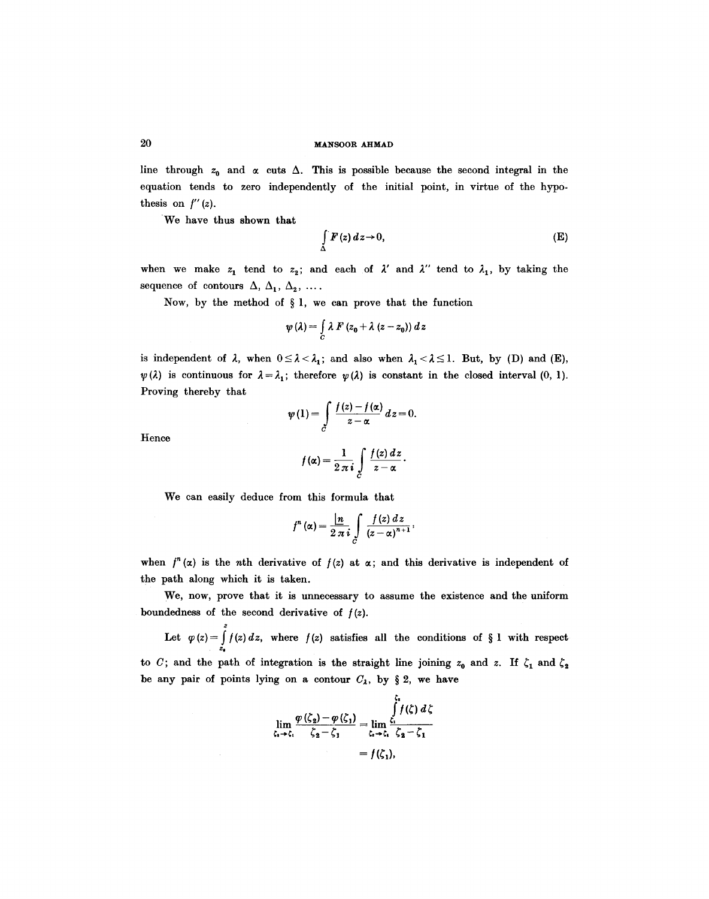line through $z_0$ and $\alpha$ cuts $\Delta$. This is possible because the second integral in the equation tends to zero independently of the initial point, in virtue of the hypothesis on $f''(z)$.

We have thus shown that

$$\int_\Delta F(z)\, dz \to 0, \tag{E}$$

when we make $z_1$ tend to $z_2$; and each of $\lambda'$ and $\lambda''$ tend to $\lambda_1$, by taking the sequence of contours $\Delta, \Delta_1, \Delta_2, \ldots$.

Now, by the method of § 1, we can prove that the function

$$\psi(\lambda) = \int_C \lambda F(z_0 + \lambda(z - z_0))\, dz$$

is independent of $\lambda$, when $0 \leq \lambda < \lambda_1$; and also when $\lambda_1 < \lambda \leq 1$. But, by (D) and (E), $\psi(\lambda)$ is continuous for $\lambda = \lambda_1$; therefore $\psi(\lambda)$ is constant in the closed interval (0, 1). Proving thereby that

$$\psi(1) = \int_C \frac{f(z) - f(\alpha)}{z - \alpha}\, dz = 0.$$

Hence

$$f(\alpha) = \frac{1}{2\pi i} \int_C \frac{f(z)\, dz}{z - \alpha}.$$

We can easily deduce from this formula that

$$f^n(\alpha) = \frac{\lfloor n}{2\pi i} \int_C \frac{f(z)\, dz}{(z - \alpha)^{n+1}},$$

when $f^n(\alpha)$ is the $n$th derivative of $f(z)$ at $\alpha$; and this derivative is independent of the path along which it is taken.

We, now, prove that it is unnecessary to assume the existence and the uniform boundedness of the second derivative of $f(z)$.

Let $\varphi(z) = \int_{z_0}^{z} f(z)\, dz$, where $f(z)$ satisfies all the conditions of § 1 with respect to $C$; and the path of integration is the straight line joining $z_0$ and $z$. If $\zeta_1$ and $\zeta_2$ be any pair of points lying on a contour $C_\lambda$, by § 2, we have

$$\lim_{\zeta_2 \to \zeta_1} \frac{\varphi(\zeta_2) - \varphi(\zeta_1)}{\zeta_2 - \zeta_1} = \lim_{\zeta_2 \to \zeta_1} \frac{\int_{\zeta_1}^{\zeta_2} f(\zeta)\, d\zeta}{\zeta_2 - \zeta_1}$$

$$= f(\zeta_1),$$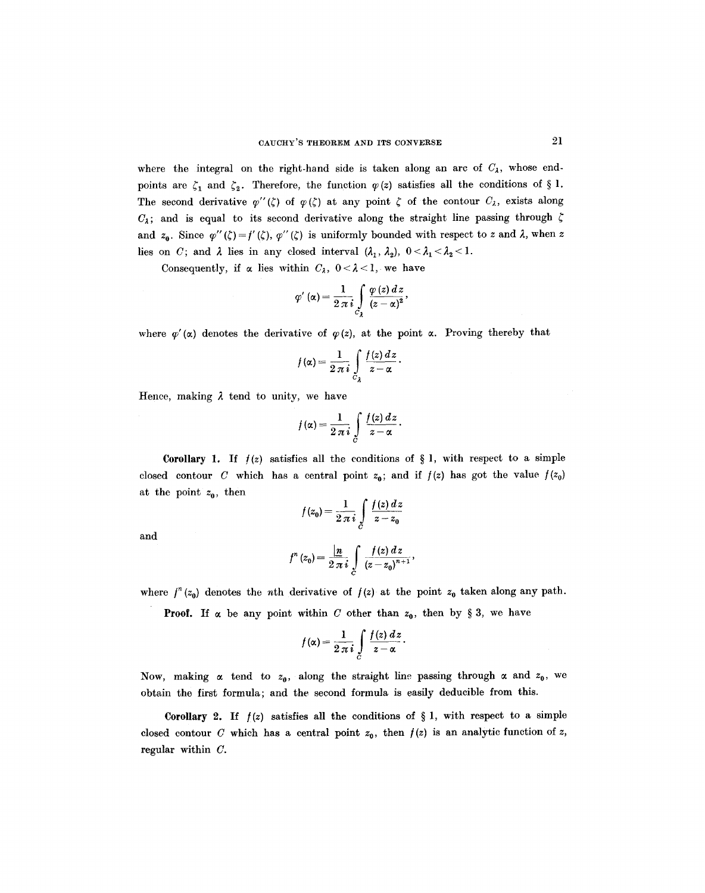where the integral on the right-hand side is taken along an arc of $C_\lambda$, whose end-points are $\zeta_1$ and $\zeta_2$. Therefore, the function $\varphi(z)$ satisfies all the conditions of § 1. The second derivative $\varphi''(\zeta)$ of $\varphi(\zeta)$ at any point $\zeta$ of the contour $C_\lambda$, exists along $C_\lambda$; and is equal to its second derivative along the straight line passing through $\zeta$ and $z_0$. Since $\varphi''(\zeta) = f'(\zeta)$, $\varphi''(\zeta)$ is uniformly bounded with respect to $z$ and $\lambda$, when $z$ lies on $C$; and $\lambda$ lies in any closed interval $(\lambda_1, \lambda_2)$, $0 < \lambda_1 < \lambda_2 < 1$.

Consequently, if $\alpha$ lies within $C_\lambda$, $0 < \lambda < 1$, we have

$$\varphi'(\alpha) = \frac{1}{2\pi i} \int_{C_\lambda} \frac{\varphi(z)\,dz}{(z-\alpha)^2},$$

where $\varphi'(\alpha)$ denotes the derivative of $\varphi(z)$, at the point $\alpha$. Proving thereby that

$$f(\alpha) = \frac{1}{2\pi i} \int_{C_\lambda} \frac{f(z)\,dz}{z-\alpha}.$$

Hence, making $\lambda$ tend to unity, we have

$$f(\alpha) = \frac{1}{2\pi i} \int_{C} \frac{f(z)\,dz}{z-\alpha}.$$

**Corollary 1.** If $f(z)$ satisfies all the conditions of § 1, with respect to a simple closed contour $C$ which has a central point $z_0$; and if $f(z)$ has got the value $f(z_0)$ at the point $z_0$, then

$$f(z_0) = \frac{1}{2\pi i} \int_{C} \frac{f(z)\,dz}{z-z_0}$$

and

$$f^n(z_0) = \frac{\underline{|n}}{2\pi i} \int_{C} \frac{f(z)\,dz}{(z-z_0)^{n+1}},$$

where $f^n(z_0)$ denotes the $n$th derivative of $f(z)$ at the point $z_0$ taken along any path.

**Proof.** If $\alpha$ be any point within $C$ other than $z_0$, then by § 3, we have

$$f(\alpha) = \frac{1}{2\pi i} \int_{C} \frac{f(z)\,dz}{z-\alpha}.$$

Now, making $\alpha$ tend to $z_0$, along the straight line passing through $\alpha$ and $z_0$, we obtain the first formula; and the second formula is easily deducible from this.

**Corollary 2.** If $f(z)$ satisfies all the conditions of § 1, with respect to a simple closed contour $C$ which has a central point $z_0$, then $f(z)$ is an analytic function of $z$, regular within $C$.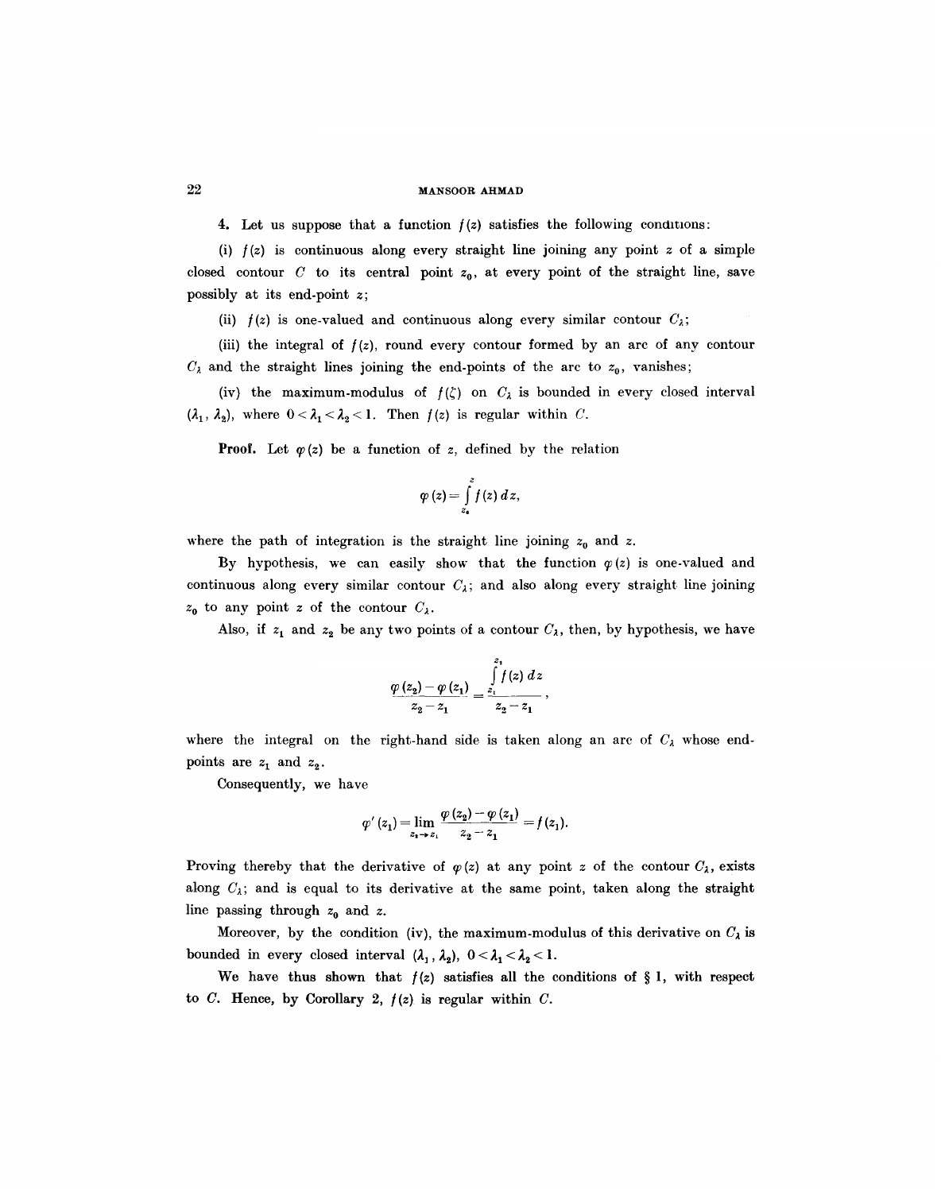**4.** Let us suppose that a function $f(z)$ satisfies the following conditions:

(i) $f(z)$ is continuous along every straight line joining any point $z$ of a simple closed contour $C$ to its central point $z_0$, at every point of the straight line, save possibly at its end-point $z$;

(ii) $f(z)$ is one-valued and continuous along every similar contour $C_\lambda$;

(iii) the integral of $f(z)$, round every contour formed by an arc of any contour $C_\lambda$ and the straight lines joining the end-points of the arc to $z_0$, vanishes;

(iv) the maximum-modulus of $f(\zeta)$ on $C_\lambda$ is bounded in every closed interval $(\lambda_1, \lambda_2)$, where $0 < \lambda_1 < \lambda_2 < 1$. Then $f(z)$ is regular within $C$.

**Proof.** Let $\varphi(z)$ be a function of $z$, defined by the relation

$$\varphi(z) = \int_{z_0}^{z} f(z)\, dz,$$

where the path of integration is the straight line joining $z_0$ and $z$.

By hypothesis, we can easily show that the function $\varphi(z)$ is one-valued and continuous along every similar contour $C_\lambda$; and also along every straight line joining $z_0$ to any point $z$ of the contour $C_\lambda$.

Also, if $z_1$ and $z_2$ be any two points of a contour $C_\lambda$, then, by hypothesis, we have

$$\frac{\varphi(z_2) - \varphi(z_1)}{z_2 - z_1} = \frac{\int_{z_1}^{z_2} f(z)\, dz}{z_2 - z_1},$$

where the integral on the right-hand side is taken along an arc of $C_\lambda$ whose end-points are $z_1$ and $z_2$.

Consequently, we have

$$\varphi'(z_1) = \lim_{z_2 \to z_1} \frac{\varphi(z_2) - \varphi(z_1)}{z_2 - z_1} = f(z_1).$$

Proving thereby that the derivative of $\varphi(z)$ at any point $z$ of the contour $C_\lambda$, exists along $C_\lambda$; and is equal to its derivative at the same point, taken along the straight line passing through $z_0$ and $z$.

Moreover, by the condition (iv), the maximum-modulus of this derivative on $C_\lambda$ is bounded in every closed interval $(\lambda_1, \lambda_2)$, $0 < \lambda_1 < \lambda_2 < 1$.

We have thus shown that $f(z)$ satisfies all the conditions of § 1, with respect to $C$. Hence, by Corollary 2, $f(z)$ is regular within $C$.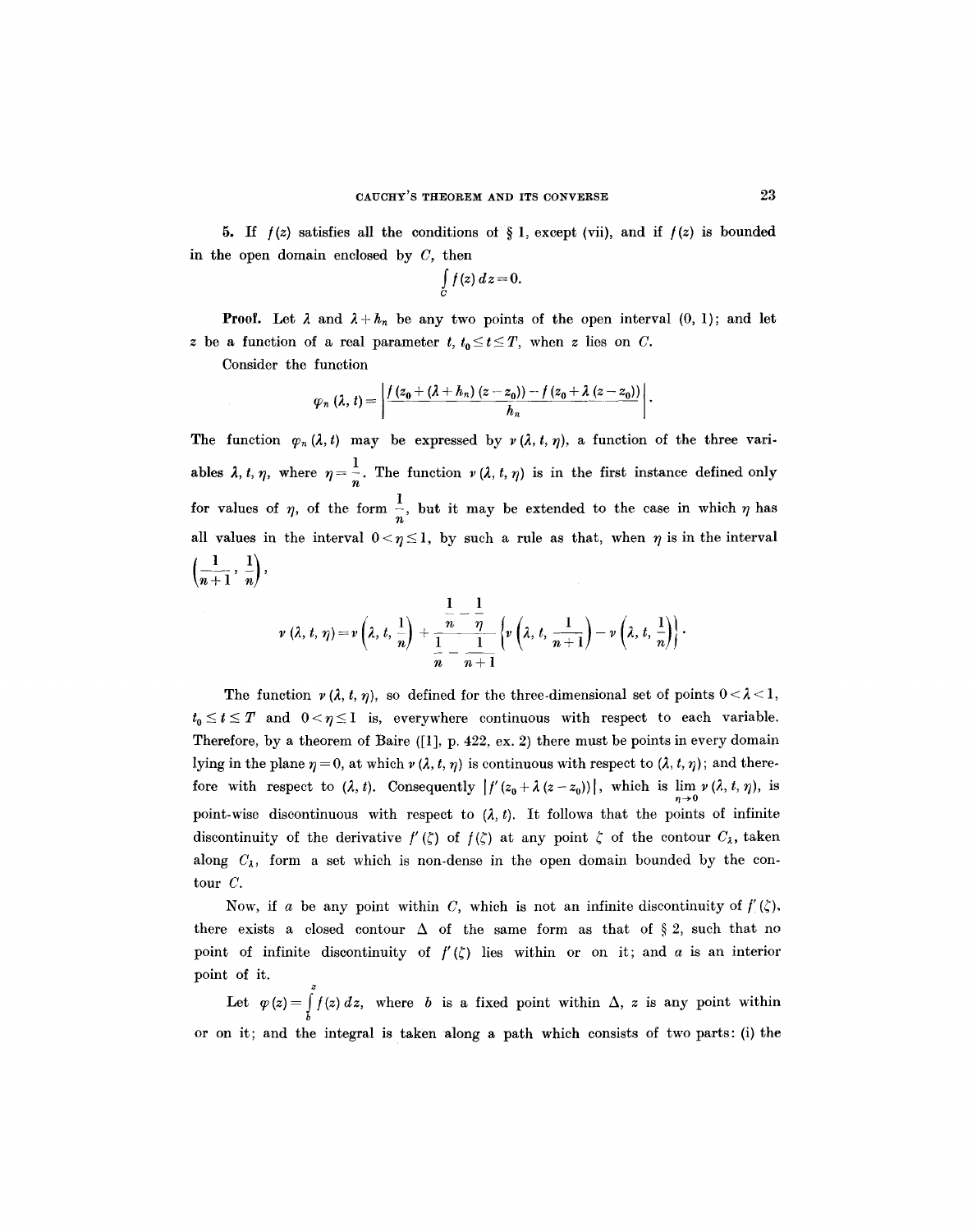**5.** If $f(z)$ satisfies all the conditions of § 1, except (vii), and if $f(z)$ is bounded in the open domain enclosed by $C$, then

$$\int_C f(z)\,dz = 0.$$

**Proof.** Let $\lambda$ and $\lambda + h_n$ be any two points of the open interval $(0, 1)$; and let $z$ be a function of a real parameter $t$, $t_0 \leq t \leq T$, when $z$ lies on $C$.

Consider the function

$$\varphi_n(\lambda, t) = \left| \frac{f(z_0 + (\lambda + h_n)(z - z_0)) - f(z_0 + \lambda(z - z_0))}{h_n} \right|.$$

The function $\varphi_n(\lambda, t)$ may be expressed by $\nu(\lambda, t, \eta)$, a function of the three variables $\lambda, t, \eta$, where $\eta = \frac{1}{n}$. The function $\nu(\lambda, t, \eta)$ is in the first instance defined only for values of $\eta$, of the form $\frac{1}{n}$, but it may be extended to the case in which $\eta$ has all values in the interval $0 < \eta \leq 1$, by such a rule as that, when $\eta$ is in the interval $\left(\frac{1}{n+1}, \frac{1}{n}\right)$,

$$\nu(\lambda, t, \eta) = \nu\left(\lambda, t, \frac{1}{n}\right) + \frac{\frac{1}{n} - \eta}{\frac{1}{n} - \frac{1}{n+1}} \left\{ \nu\left(\lambda, t, \frac{1}{n+1}\right) - \nu\left(\lambda, t, \frac{1}{n}\right) \right\}.$$

The function $\nu(\lambda, t, \eta)$, so defined for the three-dimensional set of points $0 < \lambda < 1$, $t_0 \leq t \leq T$ and $0 < \eta \leq 1$ is, everywhere continuous with respect to each variable. Therefore, by a theorem of Baire ([1], p. 422, ex. 2) there must be points in every domain lying in the plane $\eta = 0$, at which $\nu(\lambda, t, \eta)$ is continuous with respect to $(\lambda, t, \eta)$; and therefore with respect to $(\lambda, t)$. Consequently $|f'(z_0 + \lambda(z - z_0))|$, which is $\lim\limits_{\eta \to 0} \nu(\lambda, t, \eta)$, is point-wise discontinuous with respect to $(\lambda, t)$. It follows that the points of infinite discontinuity of the derivative $f'(\zeta)$ of $f(\zeta)$ at any point $\zeta$ of the contour $C_\lambda$, taken along $C_\lambda$, form a set which is non-dense in the open domain bounded by the contour $C$.

Now, if $a$ be any point within $C$, which is not an infinite discontinuity of $f'(\zeta)$, there exists a closed contour $\Delta$ of the same form as that of § 2, such that no point of infinite discontinuity of $f'(\zeta)$ lies within or on it; and $a$ is an interior point of it.

Let $\varphi(z) = \int_b^z f(z)\,dz$, where $b$ is a fixed point within $\Delta$, $z$ is any point within or on it; and the integral is taken along a path which consists of two parts: (i) the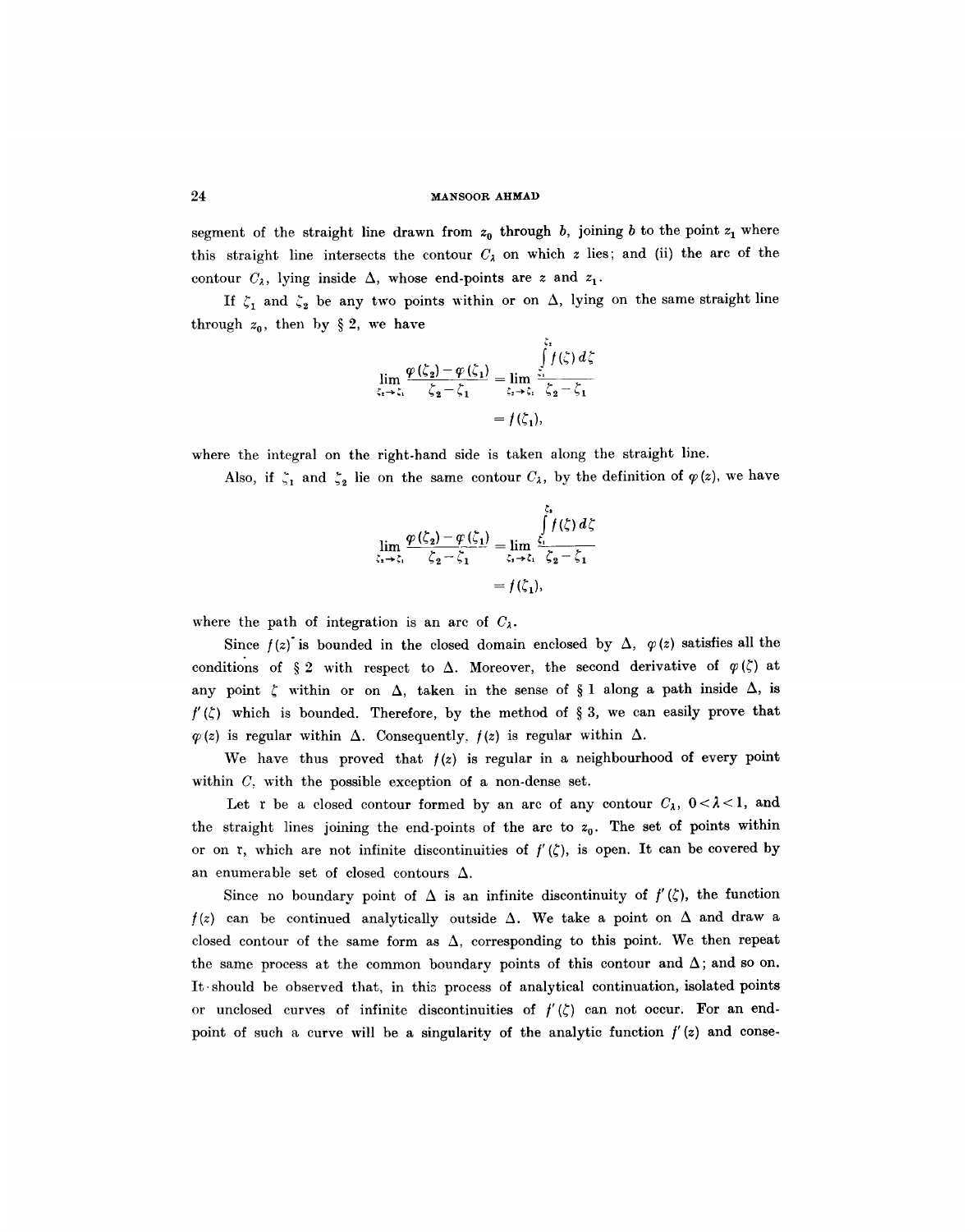segment of the straight line drawn from $z_0$ through $b$, joining $b$ to the point $z_1$ where this straight line intersects the contour $C_\lambda$ on which $z$ lies; and (ii) the arc of the contour $C_\lambda$, lying inside $\Delta$, whose end-points are $z$ and $z_1$.

If $\zeta_1$ and $\zeta_2$ be any two points within or on $\Delta$, lying on the same straight line through $z_0$, then by § 2, we have

$$\lim_{\zeta_2 \to \zeta_1} \frac{\varphi(\zeta_2) - \varphi(\zeta_1)}{\zeta_2 - \zeta_1} = \lim_{\zeta_2 \to \zeta_1} \frac{\int_{\zeta_1}^{\zeta_2} f(\zeta)\, d\zeta}{\zeta_2 - \zeta_1}$$

$$= f(\zeta_1),$$

where the integral on the right-hand side is taken along the straight line.

Also, if $\zeta_1$ and $\zeta_2$ lie on the same contour $C_\lambda$, by the definition of $\varphi(z)$, we have

$$\lim_{\zeta_2 \to \zeta_1} \frac{\varphi(\zeta_2) - \varphi(\zeta_1)}{\zeta_2 - \zeta_1} = \lim_{\zeta_2 \to \zeta_1} \frac{\int_{\zeta_1}^{\zeta_2} f(\zeta)\, d\zeta}{\zeta_2 - \zeta_1}$$

$$= f(\zeta_1),$$

where the path of integration is an arc of $C_\lambda$.

Since $f(z)$ is bounded in the closed domain enclosed by $\Delta$, $\varphi(z)$ satisfies all the conditions of § 2 with respect to $\Delta$. Moreover, the second derivative of $\varphi(\zeta)$ at any point $\zeta$ within or on $\Delta$, taken in the sense of § 1 along a path inside $\Delta$, is $f'(\zeta)$ which is bounded. Therefore, by the method of § 3, we can easily prove that $\varphi(z)$ is regular within $\Delta$. Consequently, $f(z)$ is regular within $\Delta$.

We have thus proved that $f(z)$ is regular in a neighbourhood of every point within $C$, with the possible exception of a non-dense set.

Let $\tau$ be a closed contour formed by an arc of any contour $C_\lambda$, $0 < \lambda < 1$, and the straight lines joining the end-points of the arc to $z_0$. The set of points within or on $\tau$, which are not infinite discontinuities of $f'(\zeta)$, is open. It can be covered by an enumerable set of closed contours $\Delta$.

Since no boundary point of $\Delta$ is an infinite discontinuity of $f'(\zeta)$, the function $f(z)$ can be continued analytically outside $\Delta$. We take a point on $\Delta$ and draw a closed contour of the same form as $\Delta$, corresponding to this point. We then repeat the same process at the common boundary points of this contour and $\Delta$; and so on. It should be observed that, in this process of analytical continuation, isolated points or unclosed curves of infinite discontinuities of $f'(\zeta)$ can not occur. For an end-point of such a curve will be a singularity of the analytic function $f'(z)$ and conse-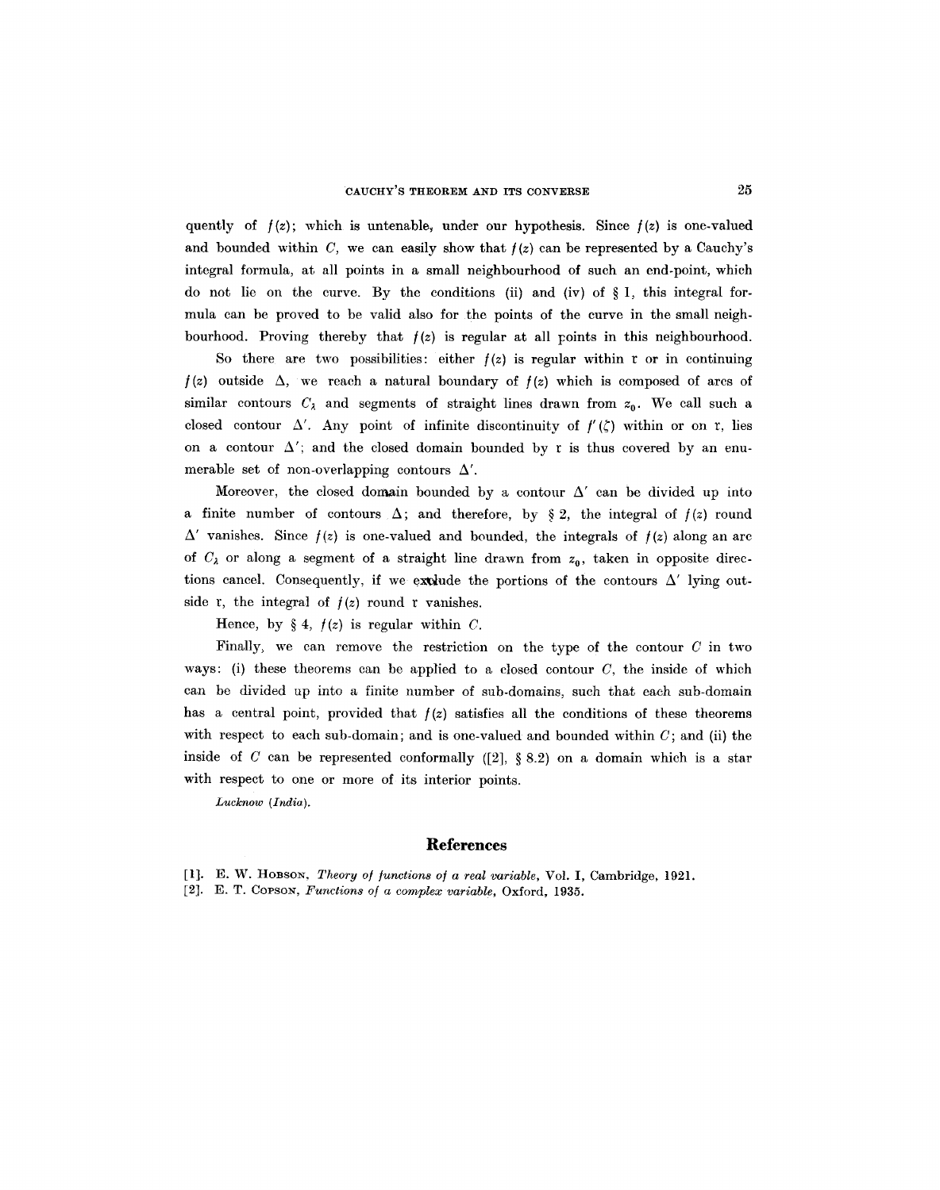quently of $f(z)$; which is untenable, under our hypothesis. Since $f(z)$ is one-valued and bounded within $C$, we can easily show that $f(z)$ can be represented by a Cauchy's integral formula, at all points in a small neighbourhood of such an end-point, which do not lie on the curve. By the conditions (ii) and (iv) of § 1, this integral formula can be proved to be valid also for the points of the curve in the small neighbourhood. Proving thereby that $f(z)$ is regular at all points in this neighbourhood.

So there are two possibilities: either $f(z)$ is regular within $\mathfrak{r}$ or in continuing $f(z)$ outside $\Delta$, we reach a natural boundary of $f(z)$ which is composed of arcs of similar contours $C_\lambda$ and segments of straight lines drawn from $z_0$. We call such a closed contour $\Delta'$. Any point of infinite discontinuity of $f'(\zeta)$ within or on $\mathfrak{r}$, lies on a contour $\Delta'$; and the closed domain bounded by $\mathfrak{r}$ is thus covered by an enumerable set of non-overlapping contours $\Delta'$.

Moreover, the closed domain bounded by a contour $\Delta'$ can be divided up into a finite number of contours $\Delta$; and therefore, by § 2, the integral of $f(z)$ round $\Delta'$ vanishes. Since $f(z)$ is one-valued and bounded, the integrals of $f(z)$ along an arc of $C_\lambda$ or along a segment of a straight line drawn from $z_0$, taken in opposite directions cancel. Consequently, if we exclude the portions of the contours $\Delta'$ lying outside $\mathfrak{r}$, the integral of $f(z)$ round $\mathfrak{r}$ vanishes.

Hence, by § 4, $f(z)$ is regular within $C$.

Finally, we can remove the restriction on the type of the contour $C$ in two ways: (i) these theorems can be applied to a closed contour $C$, the inside of which can be divided up into a finite number of sub-domains, such that each sub-domain has a central point, provided that $f(z)$ satisfies all the conditions of these theorems with respect to each sub-domain; and is one-valued and bounded within $C$; and (ii) the inside of $C$ can be represented conformally ([2], § 8.2) on a domain which is a star with respect to one or more of its interior points.

*Lucknow (India).*

## References

[1]. E. W. Hobson, *Theory of functions of a real variable*, Vol. I, Cambridge, 1921.

[2]. E. T. Copson, *Functions of a complex variable*, Oxford, 1935.